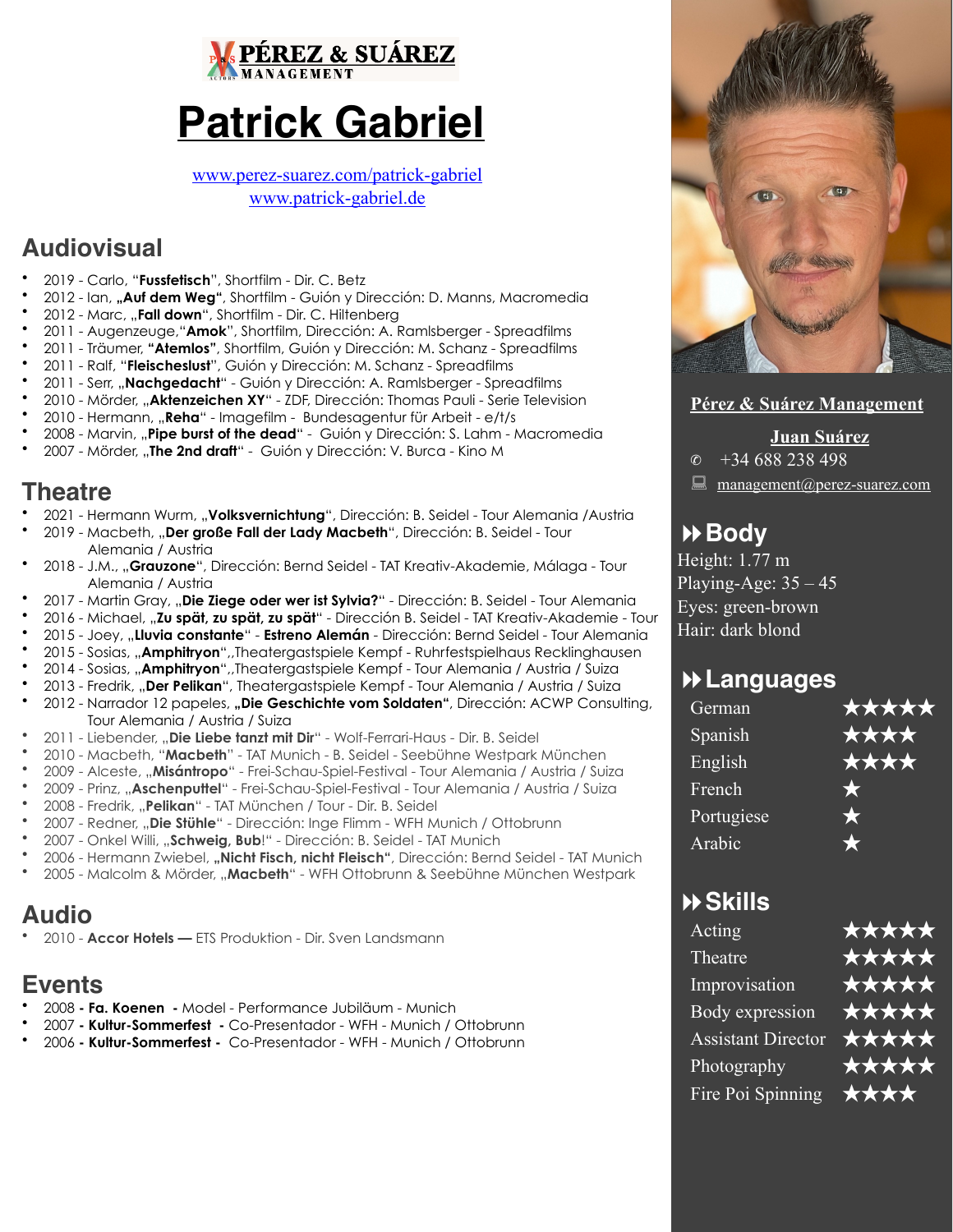PÉREZ & SUÁREZ MANAGEMENT

# Patrick Gabriel

www.perez-suarez.com/patrick-gabriel
www.patrick-gabriel.de

## Audiovisual

- 2019 - Carlo, "**Fussfetisch**", Shortfilm - Dir. C. Betz
- 2012 - Ian, **„Auf dem Weg"**, Shortfilm - Guión y Dirección: D. Manns, Macromedia
- 2012 - Marc, „**Fall down**", Shortfilm - Dir. C. Hiltenberg
- 2011 - Augenzeuge,"**Amok**", Shortfilm, Dirección: A. Ramlsberger - Spreadfilms
- 2011 - Träumer, **"Atemlos"**, Shortfilm, Guión y Dirección: M. Schanz - Spreadfilms
- 2011 - Ralf, "**Fleischeslust**", Guión y Dirección: M. Schanz - Spreadfilms
- 2011 - Serr, „**Nachgedacht**" - Guión y Dirección: A. Ramlsberger - Spreadfilms
- 2010 - Mörder, „**Aktenzeichen XY**" - ZDF, Dirección: Thomas Pauli - Serie Television
- 2010 - Hermann, „**Reha**" - Imagefilm - Bundesagentur für Arbeit - e/t/s
- 2008 - Marvin, „**Pipe burst of the dead**" - Guión y Dirección: S. Lahm - Macromedia
- 2007 - Mörder, „**The 2nd draft**" - Guión y Dirección: V. Burca - Kino M

## Theatre

- 2021 - Hermann Wurm, „**Volksvernichtung**", Dirección: B. Seidel - Tour Alemania /Austria
- 2019 - Macbeth, „**Der große Fall der Lady Macbeth**", Dirección: B. Seidel - Tour Alemania / Austria
- 2018 - J.M., „**Grauzone**", Dirección: Bernd Seidel - TAT Kreativ-Akademie, Málaga - Tour Alemania / Austria
- 2017 - Martin Gray, „**Die Ziege oder wer ist Sylvia?**" - Dirección: B. Seidel - Tour Alemania
- 2016 - Michael, „**Zu spät, zu spät, zu spät**" - Dirección B. Seidel - TAT Kreativ-Akademie - Tour
- 2015 - Joey, „**Lluvia constante**" - **Estreno Alemán** - Dirección: Bernd Seidel - Tour Alemania
- 2015 - Sosias, „**Amphitryon**",Theatergastspiele Kempf - Ruhrfestspielhaus Recklinghausen
- 2014 - Sosias, „**Amphitryon**",Theatergastspiele Kempf - Tour Alemania / Austria / Suiza
- 2013 - Fredrik, „**Der Pelikan**", Theatergastspiele Kempf - Tour Alemania / Austria / Suiza
- 2012 - Narrador 12 papeles, **„Die Geschichte vom Soldaten"**, Dirección: ACWP Consulting, Tour Alemania / Austria / Suiza
- 2011 - Liebender, „**Die Liebe tanzt mit Dir**" - Wolf-Ferrari-Haus - Dir. B. Seidel
- 2010 - Macbeth, "**Macbeth**" - TAT Munich - B. Seidel - Seebühne Westpark München
- 2009 - Alceste, „**Misántropo**" - Frei-Schau-Spiel-Festival - Tour Alemania / Austria / Suiza
- 2009 - Prinz, „**Aschenputtel**" - Frei-Schau-Spiel-Festival - Tour Alemania / Austria / Suiza
- 2008 - Fredrik, „**Pelikan**" - TAT München / Tour - Dir. B. Seidel
- 2007 - Redner, „**Die Stühle**" - Dirección: Inge Flimm - WFH Munich / Ottobrunn
- 2007 - Onkel Willi, „**Schweig, Bub**!" - Dirección: B. Seidel - TAT Munich
- 2006 - Hermann Zwiebel, **„Nicht Fisch, nicht Fleisch"**, Dirección: Bernd Seidel - TAT Munich
- 2005 - Malcolm & Mörder, „**Macbeth**" - WFH Ottobrunn & Seebühne München Westpark

## Audio

- 2010 - **Accor Hotels —** ETS Produktion - Dir. Sven Landsmann

## Events

- 2008 **- Fa. Koenen -** Model - Performance Jubiläum - Munich
- 2007 **- Kultur-Sommerfest -** Co-Presentador - WFH - Munich / Ottobrunn
- 2006 **- Kultur-Sommerfest -** Co-Presentador - WFH - Munich / Ottobrunn

**Pérez & Suárez Management**

**Juan Suárez**

✆ +34 688 238 498

management@perez-suarez.com

## Body

Height: 1.77 m
Playing-Age: 35 – 45
Eyes: green-brown
Hair: dark blond

## Languages

| Language | Level |
|---|---|
| German | ★★★★★ |
| Spanish | ★★★★ |
| English | ★★★★ |
| French | ★ |
| Portugiese | ★ |
| Arabic | ★ |

## Skills

| Skill | Level |
|---|---|
| Acting | ★★★★★ |
| Theatre | ★★★★★ |
| Improvisation | ★★★★★ |
| Body expression | ★★★★★ |
| Assistant Director | ★★★★★ |
| Photography | ★★★★★ |
| Fire Poi Spinning | ★★★★ |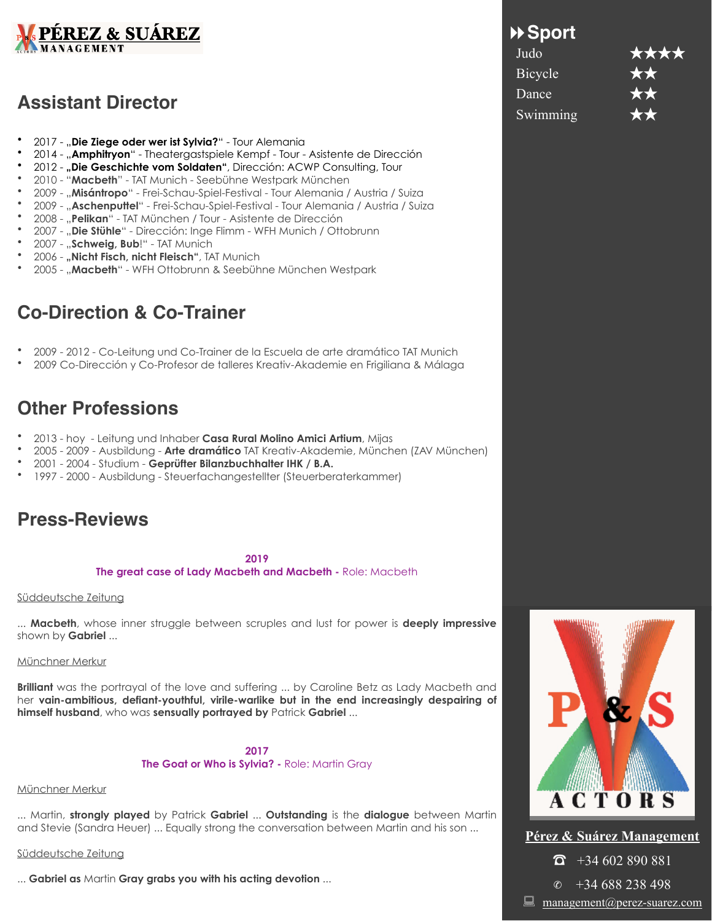PÉREZ & SUÁREZ MANAGEMENT

## Assistant Director

- 2017 - „**Die Ziege oder wer ist Sylvia?**" - Tour Alemania
- 2014 - „**Amphitryon**" - Theatergastspiele Kempf - Tour - Asistente de Dirección
- 2012 - „**Die Geschichte vom Soldaten"**, Dirección: ACWP Consulting, Tour
- 2010 - "**Macbeth**" - TAT Munich - Seebühne Westpark München
- 2009 - „**Misántropo**" - Frei-Schau-Spiel-Festival - Tour Alemania / Austria / Suiza
- 2009 - „**Aschenputtel**" - Frei-Schau-Spiel-Festival - Tour Alemania / Austria / Suiza
- 2008 - „**Pelikan**" - TAT München / Tour - Asistente de Dirección
- 2007 - „**Die Stühle**" - Dirección: Inge Flimm - WFH Munich / Ottobrunn
- 2007 - „**Schweig, Bub**!" - TAT Munich
- 2006 - **„Nicht Fisch, nicht Fleisch"**, TAT Munich
- 2005 - „**Macbeth**" - WFH Ottobrunn & Seebühne München Westpark

## Co-Direction & Co-Trainer

- 2009 - 2012 - Co-Leitung und Co-Trainer de la Escuela de arte dramático TAT Munich
- 2009 Co-Dirección y Co-Profesor de talleres Kreativ-Akademie en Frigiliana & Málaga

## Other Professions

- 2013 - hoy - Leitung und Inhaber **Casa Rural Molino Amici Artium**, Mijas
- 2005 - 2009 - Ausbildung - **Arte dramático** TAT Kreativ-Akademie, München (ZAV München)
- 2001 - 2004 - Studium - **Geprüfter Bilanzbuchhalter IHK / B.A.**
- 1997 - 2000 - Ausbildung - Steuerfachangestellter (Steuerberaterkammer)

## Press-Reviews

**2019**
**The great case of Lady Macbeth and Macbeth -** Role: Macbeth

Süddeutsche Zeitung

... **Macbeth**, whose inner struggle between scruples and lust for power is **deeply impressive** shown by **Gabriel** ...

Münchner Merkur

**Brilliant** was the portrayal of the love and suffering ... by Caroline Betz as Lady Macbeth and her **vain-ambitious, defiant-youthful, virile-warlike but in the end increasingly despairing of himself husband**, who was **sensually portrayed by** Patrick **Gabriel** ...

**2017**
**The Goat or Who is Sylvia? -** Role: Martin Gray

Münchner Merkur

... Martin, **strongly played** by Patrick **Gabriel** ... **Outstanding** is the **dialogue** between Martin and Stevie (Sandra Heuer) ... Equally strong the conversation between Martin and his son ...

Süddeutsche Zeitung

... **Gabriel as** Martin **Gray grabs you with his acting devotion** ...

## Sport

| | |
|---|---|
| Judo | ★★★★ |
| Bicycle | ★★ |
| Dance | ★★ |
| Swimming | ★★ |

**Pérez & Suárez Management**

☎ +34 602 890 881

✆ +34 688 238 498

management@perez-suarez.com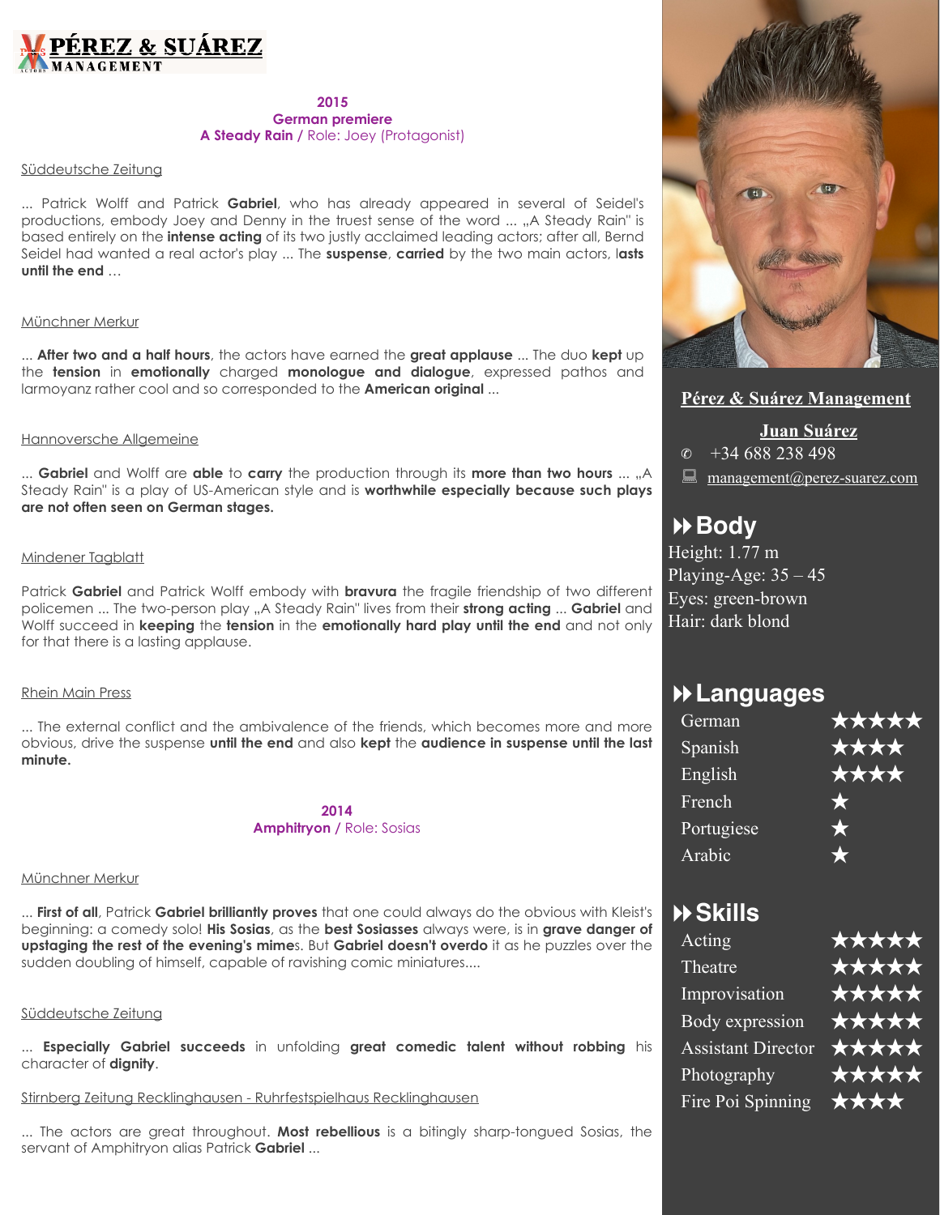**PÉREZ & SUÁREZ**
**MANAGEMENT**

**2015**
**German premiere**
**A Steady Rain** / Role: Joey (Protagonist)

Süddeutsche Zeitung

... Patrick Wolff and Patrick **Gabriel**, who has already appeared in several of Seidel's productions, embody Joey and Denny in the truest sense of the word ... „A Steady Rain" is based entirely on the **intense acting** of its two justly acclaimed leading actors; after all, Bernd Seidel had wanted a real actor's play ... The **suspense**, **carried** by the two main actors, l**asts until the end** ...

Münchner Merkur

... **After two and a half hours**, the actors have earned the **great applause** ... The duo **kept** up the **tension** in **emotionally** charged **monologue and dialogue**, expressed pathos and larmoyanz rather cool and so corresponded to the **American original** ...

Hannoversche Allgemeine

... **Gabriel** and Wolff are **able** to **carry** the production through its **more than two hours** ... „A Steady Rain" is a play of US-American style and is **worthwhile especially because such plays are not often seen on German stages.**

Mindener Tagblatt

Patrick **Gabriel** and Patrick Wolff embody with **bravura** the fragile friendship of two different policemen ... The two-person play „A Steady Rain" lives from their **strong acting** ... **Gabriel** and Wolff succeed in **keeping** the **tension** in the **emotionally hard play until the end** and not only for that there is a lasting applause.

Rhein Main Press

... The external conflict and the ambivalence of the friends, which becomes more and more obvious, drive the suspense **until the end** and also **kept** the **audience in suspense until the last minute.**

**2014**
**Amphitryon** / Role: Sosias

Münchner Merkur

... **First of all**, Patrick **Gabriel brilliantly proves** that one could always do the obvious with Kleist's beginning: a comedy solo! **His Sosias**, as the **best Sosiasses** always were, is in **grave danger of upstaging the rest of the evening's mime**s. But **Gabriel doesn't overdo** it as he puzzles over the sudden doubling of himself, capable of ravishing comic miniatures....

Süddeutsche Zeitung

... **Especially Gabriel succeeds** in unfolding **great comedic talent without robbing** his character of **dignity**.

Stirnberg Zeitung Recklinghausen - Ruhrfestspielhaus Recklinghausen

... The actors are great throughout. **Most rebellious** is a bitingly sharp-tongued Sosias, the servant of Amphitryon alias Patrick **Gabriel** ...

**Pérez & Suárez Management**

**Juan Suárez**

✆ +34 688 238 498

management@perez-suarez.com

## Body

Height: 1.77 m
Playing-Age: 35 – 45
Eyes: green-brown
Hair: dark blond

## Languages

| Language | Level |
|---|---|
| German | ★★★★★ |
| Spanish | ★★★★ |
| English | ★★★★ |
| French | ★ |
| Portugiese | ★ |
| Arabic | ★ |

## Skills

| Skill | Level |
|---|---|
| Acting | ★★★★★ |
| Theatre | ★★★★★ |
| Improvisation | ★★★★★ |
| Body expression | ★★★★★ |
| Assistant Director | ★★★★★ |
| Photography | ★★★★★ |
| Fire Poi Spinning | ★★★★ |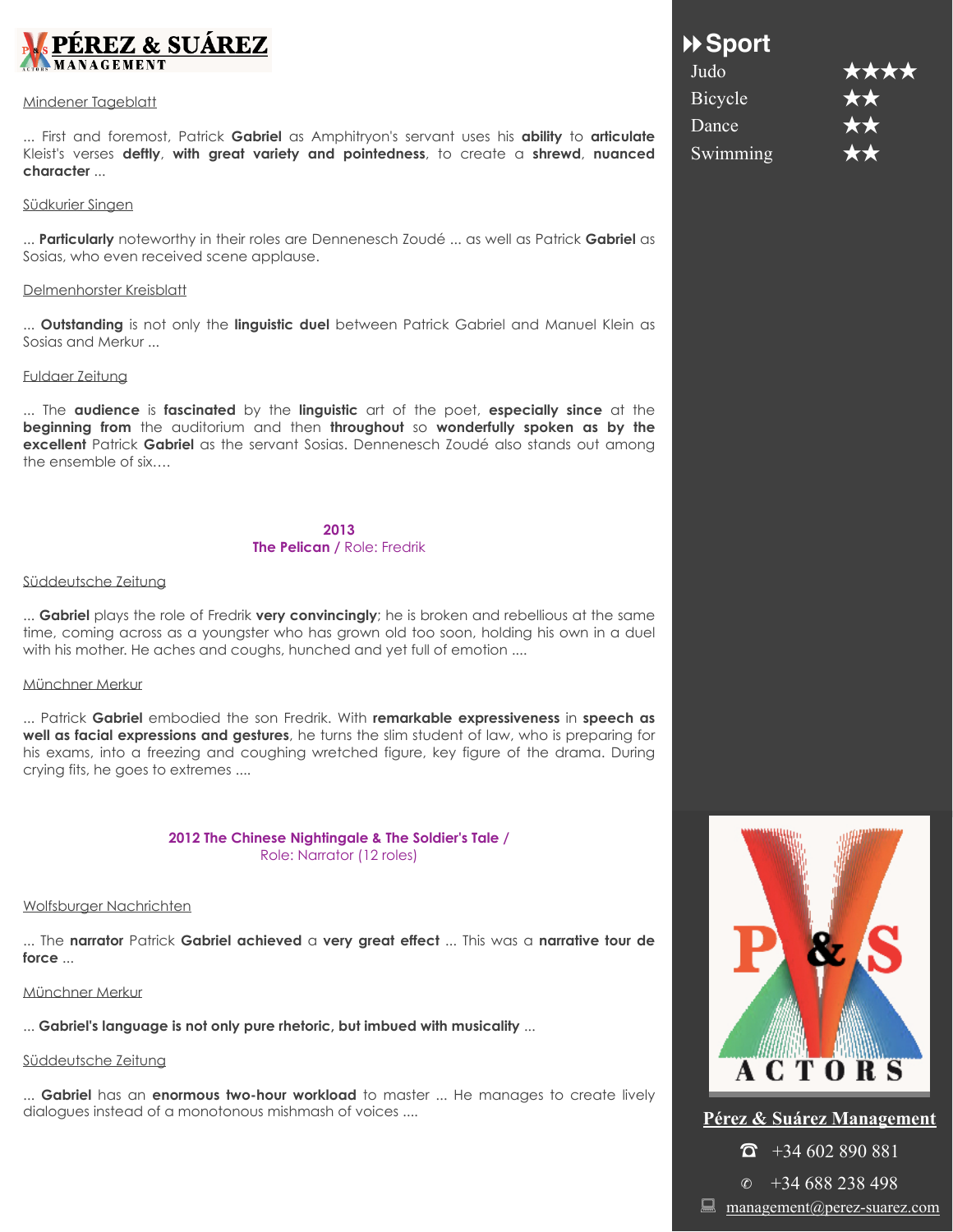Mindener Tageblatt

... First and foremost, Patrick **Gabriel** as Amphitryon's servant uses his **ability** to **articulate** Kleist's verses **deftly**, **with great variety and pointedness**, to create a **shrewd**, **nuanced character** ...

Südkurier Singen

... **Particularly** noteworthy in their roles are Dennenesch Zoudé ... as well as Patrick **Gabriel** as Sosias, who even received scene applause.

Delmenhorster Kreisblatt

... **Outstanding** is not only the **linguistic duel** between Patrick Gabriel and Manuel Klein as Sosias and Merkur ...

Fuldaer Zeitung

... The **audience** is **fascinated** by the **linguistic** art of the poet, **especially since** at the **beginning from** the auditorium and then **throughout** so **wonderfully spoken as by the excellent** Patrick **Gabriel** as the servant Sosias. Dennenesch Zoudé also stands out among the ensemble of six....

**2013**
**The Pelican** / Role: Fredrik

Süddeutsche Zeitung

... **Gabriel** plays the role of Fredrik **very convincingly**; he is broken and rebellious at the same time, coming across as a youngster who has grown old too soon, holding his own in a duel with his mother. He aches and coughs, hunched and yet full of emotion ....

Münchner Merkur

... Patrick **Gabriel** embodied the son Fredrik. With **remarkable expressiveness** in **speech as well as facial expressions and gestures**, he turns the slim student of law, who is preparing for his exams, into a freezing and coughing wretched figure, key figure of the drama. During crying fits, he goes to extremes ....

**2012 The Chinese Nightingale & The Soldier's Tale** /
Role: Narrator (12 roles)

Wolfsburger Nachrichten

... The **narrator** Patrick **Gabriel achieved** a **very great effect** ... This was a **narrative tour de force** ...

Münchner Merkur

... **Gabriel's language is not only pure rhetoric, but imbued with musicality** ...

Süddeutsche Zeitung

... **Gabriel** has an **enormous two-hour workload** to master ... He manages to create lively dialogues instead of a monotonous mishmash of voices ....

## Sport

| | |
|---|---|
| Judo | ★★★★ |
| Bicycle | ★★ |
| Dance | ★★ |
| Swimming | ★★ |

**Pérez & Suárez Management**

☎ +34 602 890 881

✆ +34 688 238 498

management@perez-suarez.com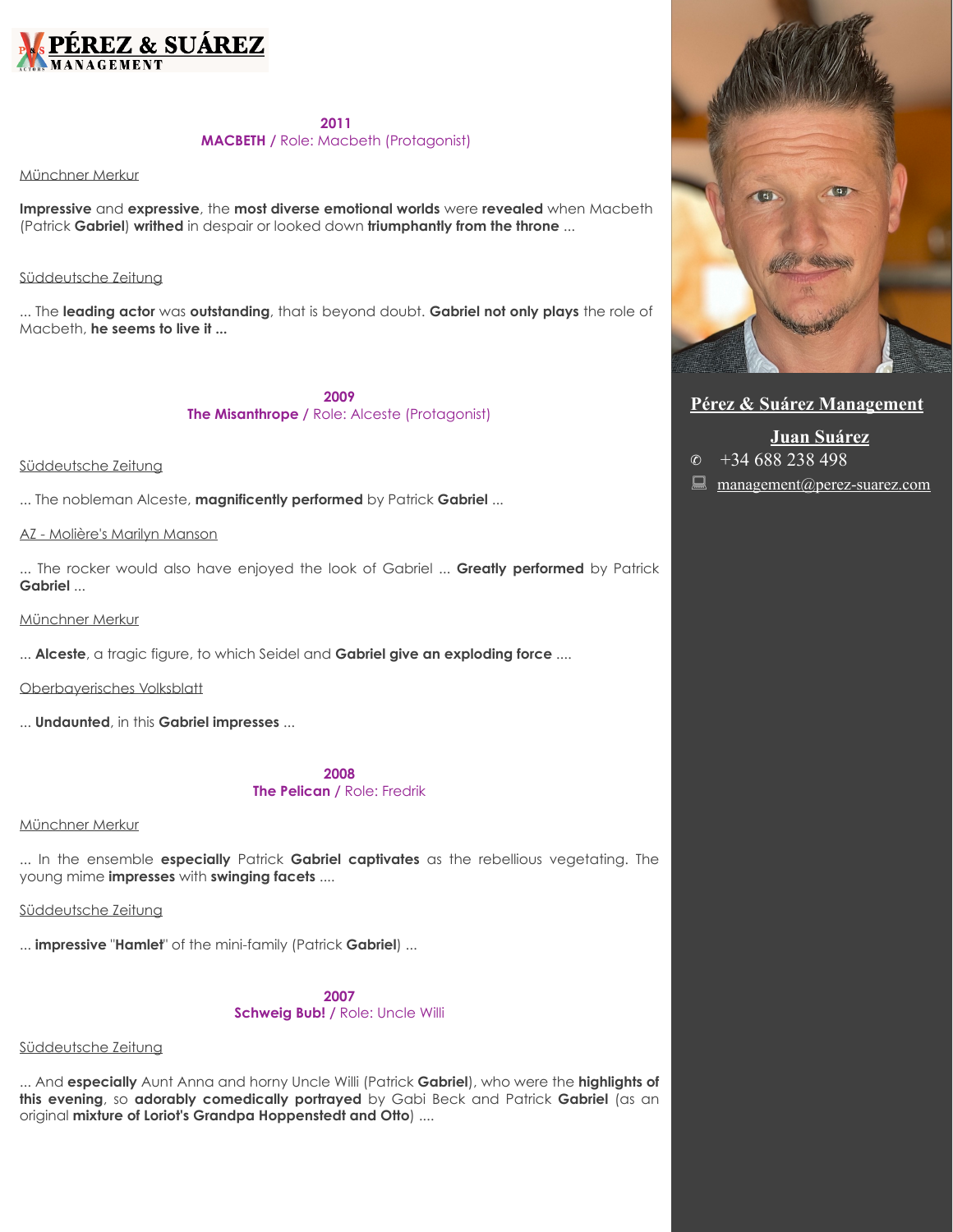**PÉREZ & SUÁREZ MANAGEMENT**

**2011**
**MACBETH** / Role: Macbeth (Protagonist)

Münchner Merkur

**Impressive** and **expressive**, the **most diverse emotional worlds** were **revealed** when Macbeth (Patrick **Gabriel**) **writhed** in despair or looked down **triumphantly from the throne** ...

Süddeutsche Zeitung

... The **leading actor** was **outstanding**, that is beyond doubt. **Gabriel not only plays** the role of Macbeth, **he seems to live it ...**

**2009**
**The Misanthrope** / Role: Alceste (Protagonist)

Süddeutsche Zeitung

... The nobleman Alceste, **magnificently performed** by Patrick **Gabriel** ...

AZ - Molière's Marilyn Manson

... The rocker would also have enjoyed the look of Gabriel ... **Greatly performed** by Patrick **Gabriel** ...

Münchner Merkur

... **Alceste**, a tragic figure, to which Seidel and **Gabriel give an exploding force** ....

Oberbayerisches Volksblatt

... **Undaunted**, in this **Gabriel impresses** ...

**2008**
**The Pelican** / Role: Fredrik

Münchner Merkur

... In the ensemble **especially** Patrick **Gabriel captivates** as the rebellious vegetating. The young mime **impresses** with **swinging facets** ....

Süddeutsche Zeitung

... **impressive** "**Hamlet**" of the mini-family (Patrick **Gabriel**) ...

**2007**
**Schweig Bub!** / Role: Uncle Willi

Süddeutsche Zeitung

... And **especially** Aunt Anna and horny Uncle Willi (Patrick **Gabriel**), who were the **highlights of this evening**, so **adorably comedically portrayed** by Gabi Beck and Patrick **Gabriel** (as an original **mixture of Loriot's Grandpa Hoppenstedt and Otto**) ....

**Pérez & Suárez Management**

**Juan Suárez**

✆ +34 688 238 498

management@perez-suarez.com